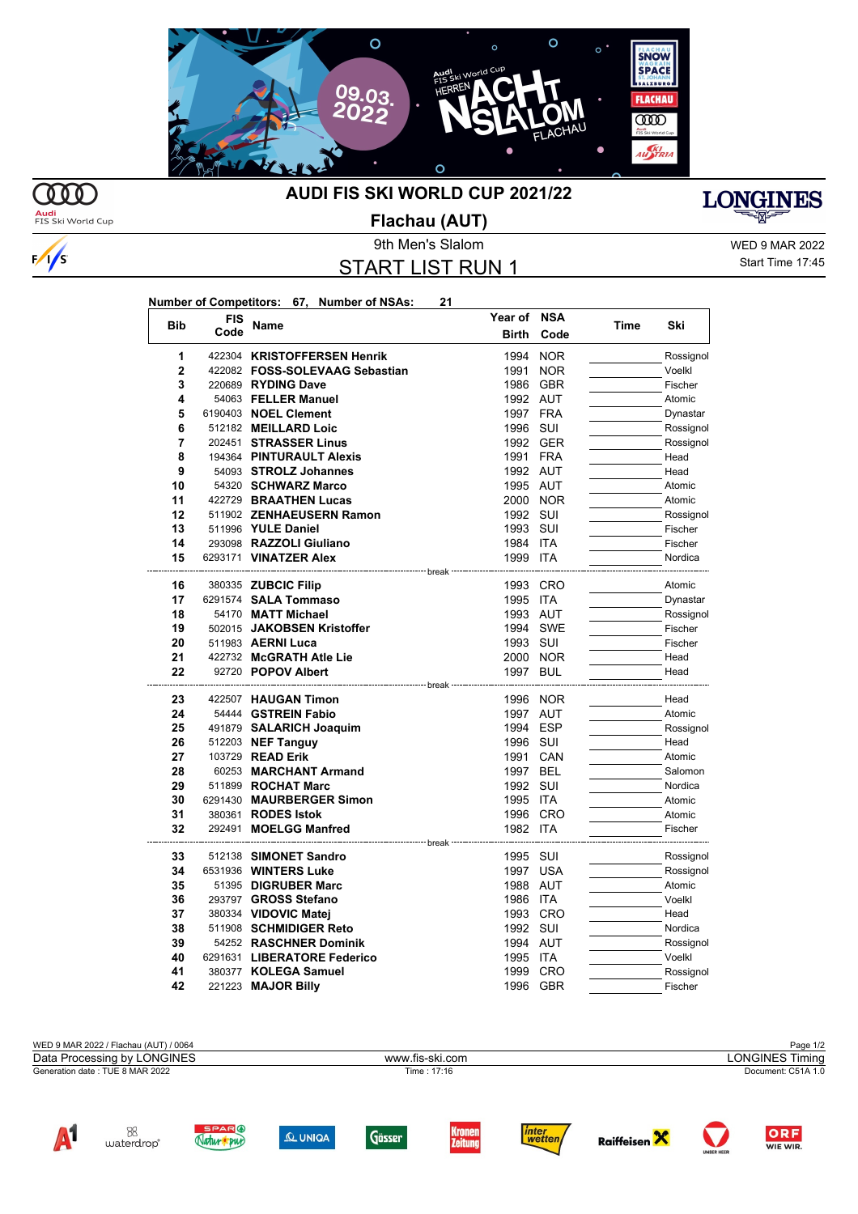# AUDI FIS SKI WORLD CUP 2021/22

## Flachau (AUT)

9th Men's Slalom

WED 9 MAR 2022

## START LIST RUN 1

Start Time 17:45

**Number of Competitors: 67, Number of NSAs: 21**

| Bib | FIS Code | Name | Year of Birth | NSA Code | Time | Ski |
|---|---|---|---|---|---|---|
| 1 | 422304 | **KRISTOFFERSEN Henrik** | 1994 | NOR | | Rossignol |
| 2 | 422082 | **FOSS-SOLEVAAG Sebastian** | 1991 | NOR | | Voelkl |
| 3 | 220689 | **RYDING Dave** | 1986 | GBR | | Fischer |
| 4 | 54063 | **FELLER Manuel** | 1992 | AUT | | Atomic |
| 5 | 6190403 | **NOEL Clement** | 1997 | FRA | | Dynastar |
| 6 | 512182 | **MEILLARD Loic** | 1996 | SUI | | Rossignol |
| 7 | 202451 | **STRASSER Linus** | 1992 | GER | | Rossignol |
| 8 | 194364 | **PINTURAULT Alexis** | 1991 | FRA | | Head |
| 9 | 54093 | **STROLZ Johannes** | 1992 | AUT | | Head |
| 10 | 54320 | **SCHWARZ Marco** | 1995 | AUT | | Atomic |
| 11 | 422729 | **BRAATHEN Lucas** | 2000 | NOR | | Atomic |
| 12 | 511902 | **ZENHAEUSERN Ramon** | 1992 | SUI | | Rossignol |
| 13 | 511996 | **YULE Daniel** | 1993 | SUI | | Fischer |
| 14 | 293098 | **RAZZOLI Giuliano** | 1984 | ITA | | Fischer |
| 15 | 6293171 | **VINATZER Alex** | 1999 | ITA | | Nordica |
| | | break | | | | |
| 16 | 380335 | **ZUBCIC Filip** | 1993 | CRO | | Atomic |
| 17 | 6291574 | **SALA Tommaso** | 1995 | ITA | | Dynastar |
| 18 | 54170 | **MATT Michael** | 1993 | AUT | | Rossignol |
| 19 | 502015 | **JAKOBSEN Kristoffer** | 1994 | SWE | | Fischer |
| 20 | 511983 | **AERNI Luca** | 1993 | SUI | | Fischer |
| 21 | 422732 | **McGRATH Atle Lie** | 2000 | NOR | | Head |
| 22 | 92720 | **POPOV Albert** | 1997 | BUL | | Head |
| | | break | | | | |
| 23 | 422507 | **HAUGAN Timon** | 1996 | NOR | | Head |
| 24 | 54444 | **GSTREIN Fabio** | 1997 | AUT | | Atomic |
| 25 | 491879 | **SALARICH Joaquim** | 1994 | ESP | | Rossignol |
| 26 | 512203 | **NEF Tanguy** | 1996 | SUI | | Head |
| 27 | 103729 | **READ Erik** | 1991 | CAN | | Atomic |
| 28 | 60253 | **MARCHANT Armand** | 1997 | BEL | | Salomon |
| 29 | 511899 | **ROCHAT Marc** | 1992 | SUI | | Nordica |
| 30 | 6291430 | **MAURBERGER Simon** | 1995 | ITA | | Atomic |
| 31 | 380361 | **RODES Istok** | 1996 | CRO | | Atomic |
| 32 | 292491 | **MOELGG Manfred** | 1982 | ITA | | Fischer |
| | | break | | | | |
| 33 | 512138 | **SIMONET Sandro** | 1995 | SUI | | Rossignol |
| 34 | 6531936 | **WINTERS Luke** | 1997 | USA | | Rossignol |
| 35 | 51395 | **DIGRUBER Marc** | 1988 | AUT | | Atomic |
| 36 | 293797 | **GROSS Stefano** | 1986 | ITA | | Voelkl |
| 37 | 380334 | **VIDOVIC Matej** | 1993 | CRO | | Head |
| 38 | 511908 | **SCHMIDIGER Reto** | 1992 | SUI | | Nordica |
| 39 | 54252 | **RASCHNER Dominik** | 1994 | AUT | | Rossignol |
| 40 | 6291631 | **LIBERATORE Federico** | 1995 | ITA | | Voelkl |
| 41 | 380377 | **KOLEGA Samuel** | 1999 | CRO | | Rossignol |
| 42 | 221223 | **MAJOR Billy** | 1996 | GBR | | Fischer |

WED 9 MAR 2022 / Flachau (AUT) / 0064

Data Processing by LONGINES — www.fis-ski.com — LONGINES Timing

Generation date : TUE 8 MAR 2022 — Time : 17:16 — Document: C51A 1.0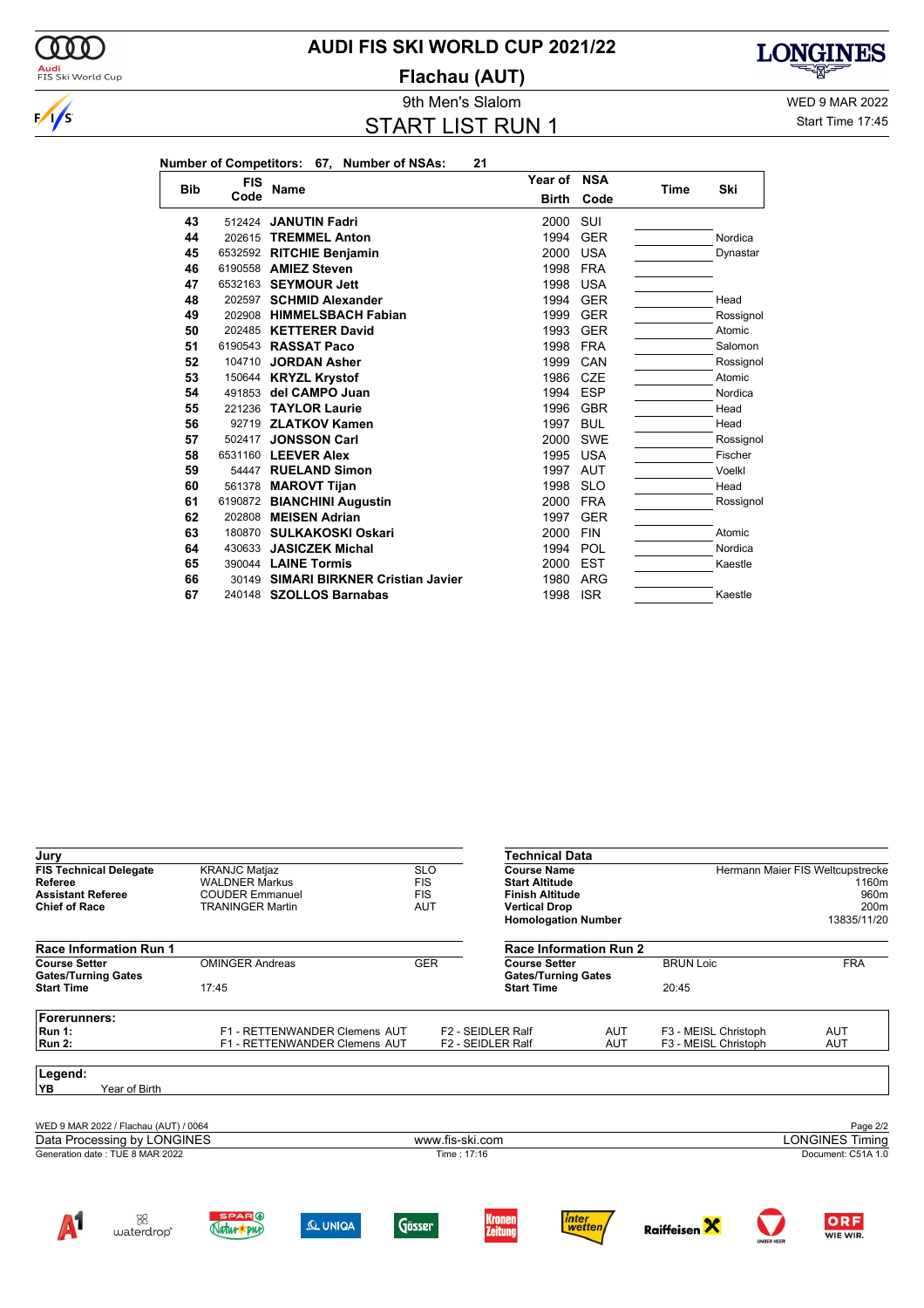# AUDI FIS SKI WORLD CUP 2021/22

## Flachau (AUT)

9th Men's Slalom

WED 9 MAR 2022

## START LIST RUN 1

Start Time 17:45

**Number of Competitors: 67, Number of NSAs: 21**

| Bib | FIS Code | Name | Year of Birth | NSA Code | Time | Ski |
|---|---|---|---|---|---|---|
| 43 | 512424 | JANUTIN Fadri | 2000 | SUI | | |
| 44 | 202615 | TREMMEL Anton | 1994 | GER | | Nordica |
| 45 | 6532592 | RITCHIE Benjamin | 2000 | USA | | Dynastar |
| 46 | 6190558 | AMIEZ Steven | 1998 | FRA | | |
| 47 | 6532163 | SEYMOUR Jett | 1998 | USA | | |
| 48 | 202597 | SCHMID Alexander | 1994 | GER | | Head |
| 49 | 202908 | HIMMELSBACH Fabian | 1999 | GER | | Rossignol |
| 50 | 202485 | KETTERER David | 1993 | GER | | Atomic |
| 51 | 6190543 | RASSAT Paco | 1998 | FRA | | Salomon |
| 52 | 104710 | JORDAN Asher | 1999 | CAN | | Rossignol |
| 53 | 150644 | KRYZL Krystof | 1986 | CZE | | Atomic |
| 54 | 491853 | del CAMPO Juan | 1994 | ESP | | Nordica |
| 55 | 221236 | TAYLOR Laurie | 1996 | GBR | | Head |
| 56 | 92719 | ZLATKOV Kamen | 1997 | BUL | | Head |
| 57 | 502417 | JONSSON Carl | 2000 | SWE | | Rossignol |
| 58 | 6531160 | LEEVER Alex | 1995 | USA | | Fischer |
| 59 | 54447 | RUELAND Simon | 1997 | AUT | | Voelkl |
| 60 | 561378 | MAROVT Tijan | 1998 | SLO | | Head |
| 61 | 6190872 | BIANCHINI Augustin | 2000 | FRA | | Rossignol |
| 62 | 202808 | MEISEN Adrian | 1997 | GER | | |
| 63 | 180870 | SULKAKOSKI Oskari | 2000 | FIN | | Atomic |
| 64 | 430633 | JASICZEK Michal | 1994 | POL | | Nordica |
| 65 | 390044 | LAINE Tormis | 2000 | EST | | Kaestle |
| 66 | 30149 | SIMARI BIRKNER Cristian Javier | 1980 | ARG | | |
| 67 | 240148 | SZOLLOS Barnabas | 1998 | ISR | | Kaestle |

### Jury

| | | |
|---|---|---|
| FIS Technical Delegate | KRANJC Matjaz | SLO |
| Referee | WALDNER Markus | FIS |
| Assistant Referee | COUDER Emmanuel | FIS |
| Chief of Race | TRANINGER Martin | AUT |

### Technical Data

| | |
|---|---|
| Course Name | Hermann Maier FIS Weltcupstrecke |
| Start Altitude | 1160m |
| Finish Altitude | 960m |
| Vertical Drop | 200m |
| Homologation Number | 13835/11/20 |

### Race Information Run 1

| | | |
|---|---|---|
| Course Setter | OMINGER Andreas | GER |
| Gates/Turning Gates | | |
| Start Time | 17:45 | |

### Race Information Run 2

| | | |
|---|---|---|
| Course Setter | BRUN Loic | FRA |
| Gates/Turning Gates | | |
| Start Time | 20:45 | |

### Forerunners:

| | | | | | | |
|---|---|---|---|---|---|---|
| Run 1: | F1 - RETTENWANDER Clemens AUT | F2 - SEIDLER Ralf | AUT | F3 - MEISL Christoph | AUT |
| Run 2: | F1 - RETTENWANDER Clemens AUT | F2 - SEIDLER Ralf | AUT | F3 - MEISL Christoph | AUT |

### Legend:

YB Year of Birth

WED 9 MAR 2022 / Flachau (AUT) / 0064

Data Processing by LONGINES — www.fis-ski.com — LONGINES Timing

Generation date : TUE 8 MAR 2022 — Time : 17:16 — Document: C51A 1.0